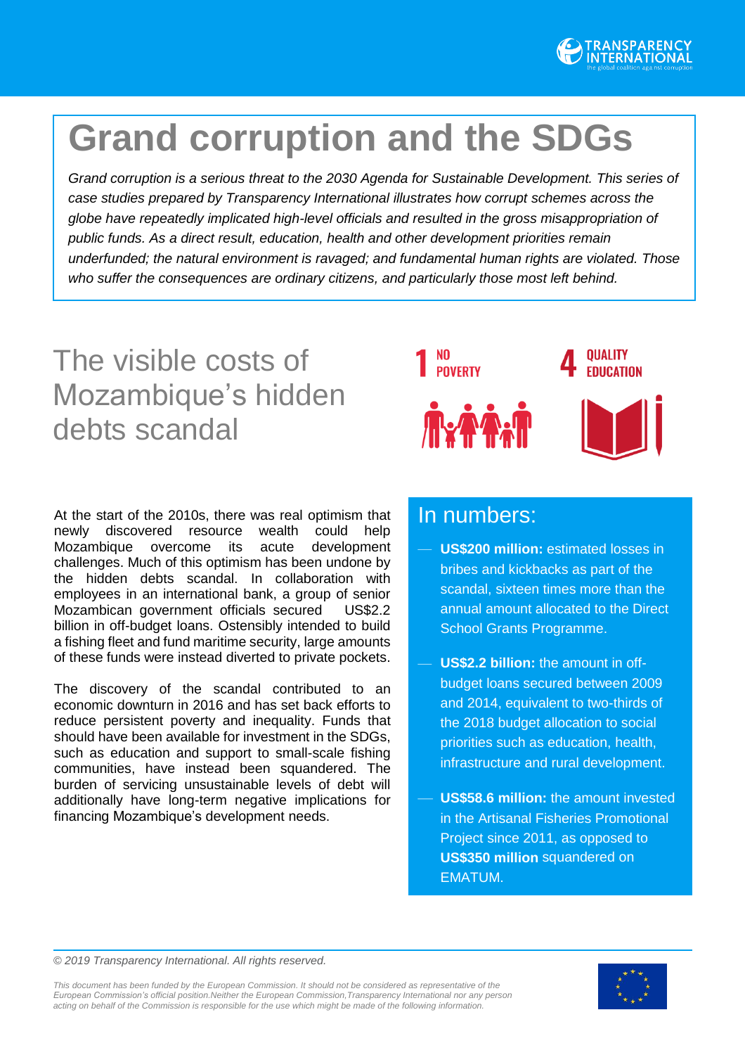# Grand corruption and the SDGs

*Grand corruption is a serious threat to the 2030 Agenda for Sustainable Development. This series of case studies prepared by Transparency International illustrates how corrupt schemes across the globe have repeatedly implicated high-level officials and resulted in the gross misappropriation of public funds. As a direct result, education, health and other development priorities remain underfunded; the natural environment is ravaged; and fundamental human rights are violated. Those who suffer the consequences are ordinary citizens, and particularly those most left behind.*

## The visible costs of Mozambique's hidden debts scandal

1 NO POVERTY

4 QUALITY EDUCATION

At the start of the 2010s, there was real optimism that newly discovered resource wealth could help Mozambique overcome its acute development challenges. Much of this optimism has been undone by the hidden debts scandal. In collaboration with employees in an international bank, a group of senior Mozambican government officials secured US$2.2 billion in off-budget loans. Ostensibly intended to build a fishing fleet and fund maritime security, large amounts of these funds were instead diverted to private pockets.

The discovery of the scandal contributed to an economic downturn in 2016 and has set back efforts to reduce persistent poverty and inequality. Funds that should have been available for investment in the SDGs, such as education and support to small-scale fishing communities, have instead been squandered. The burden of servicing unsustainable levels of debt will additionally have long-term negative implications for financing Mozambique's development needs.

### In numbers:

- **US$200 million:** estimated losses in bribes and kickbacks as part of the scandal, sixteen times more than the annual amount allocated to the Direct School Grants Programme.
- **US$2.2 billion:** the amount in off-budget loans secured between 2009 and 2014, equivalent to two-thirds of the 2018 budget allocation to social priorities such as education, health, infrastructure and rural development.
- **US$58.6 million:** the amount invested in the Artisanal Fisheries Promotional Project since 2011, as opposed to **US$350 million** squandered on EMATUM.

*© 2019 Transparency International. All rights reserved.*

*This document has been funded by the European Commission. It should not be considered as representative of the European Commission's official position.Neither the European Commission,Transparency International nor any person acting on behalf of the Commission is responsible for the use which might be made of the following information.*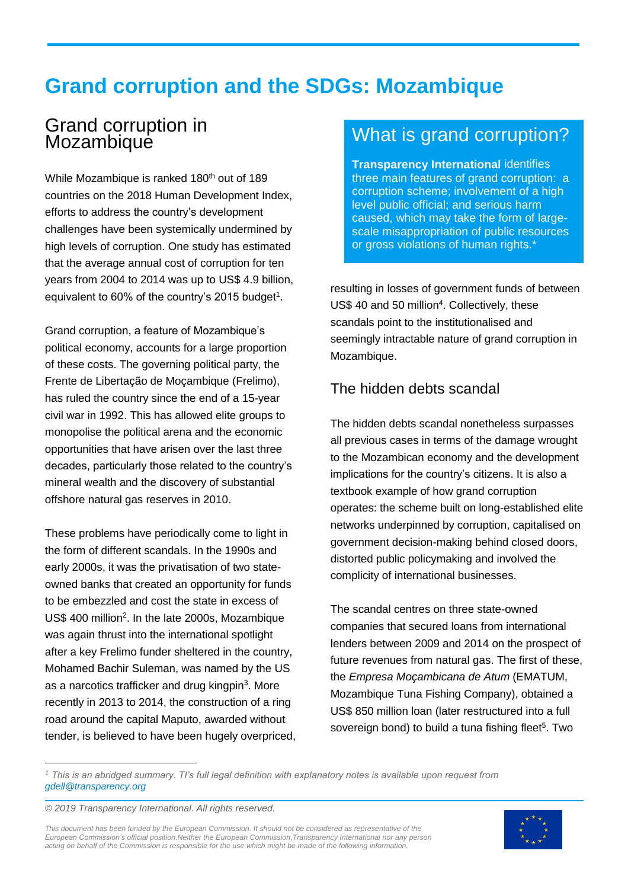# Grand corruption and the SDGs: Mozambique

## Grand corruption in Mozambique

While Mozambique is ranked 180th out of 189 countries on the 2018 Human Development Index, efforts to address the country's development challenges have been systemically undermined by high levels of corruption. One study has estimated that the average annual cost of corruption for ten years from 2004 to 2014 was up to US$ 4.9 billion, equivalent to 60% of the country's 2015 budget[1].

Grand corruption, a feature of Mozambique's political economy, accounts for a large proportion of these costs. The governing political party, the Frente de Libertação de Moçambique (Frelimo), has ruled the country since the end of a 15-year civil war in 1992. This has allowed elite groups to monopolise the political arena and the economic opportunities that have arisen over the last three decades, particularly those related to the country's mineral wealth and the discovery of substantial offshore natural gas reserves in 2010.

These problems have periodically come to light in the form of different scandals. In the 1990s and early 2000s, it was the privatisation of two state-owned banks that created an opportunity for funds to be embezzled and cost the state in excess of US$ 400 million[2]. In the late 2000s, Mozambique was again thrust into the international spotlight after a key Frelimo funder sheltered in the country, Mohamed Bachir Suleman, was named by the US as a narcotics trafficker and drug kingpin[3]. More recently in 2013 to 2014, the construction of a ring road around the capital Maputo, awarded without tender, is believed to have been hugely overpriced, resulting in losses of government funds of between US$ 40 and 50 million[4]. Collectively, these scandals point to the institutionalised and seemingly intractable nature of grand corruption in Mozambique.

> ## What is grand corruption?
>
> **Transparency International** identifies three main features of grand corruption: a corruption scheme; involvement of a high level public official; and serious harm caused, which may take the form of large-scale misappropriation of public resources or gross violations of human rights.*

## The hidden debts scandal

The hidden debts scandal nonetheless surpasses all previous cases in terms of the damage wrought to the Mozambican economy and the development implications for the country's citizens. It is also a textbook example of how grand corruption operates: the scheme built on long-established elite networks underpinned by corruption, capitalised on government decision-making behind closed doors, distorted public policymaking and involved the complicity of international businesses.

The scandal centres on three state-owned companies that secured loans from international lenders between 2009 and 2014 on the prospect of future revenues from natural gas. The first of these, the *Empresa Moçambicana de Atum* (EMATUM, Mozambique Tuna Fishing Company), obtained a US$ 850 million loan (later restructured into a full sovereign bond) to build a tuna fishing fleet[5]. Two

---

*[1] This is an abridged summary. TI's full legal definition with explanatory notes is available upon request from gdell@transparency.org*

*© 2019 Transparency International. All rights reserved.*

*This document has been funded by the European Commission. It should not be considered as representative of the European Commission's official position.Neither the European Commission,Transparency International nor any person acting on behalf of the Commission is responsible for the use which might be made of the following information.*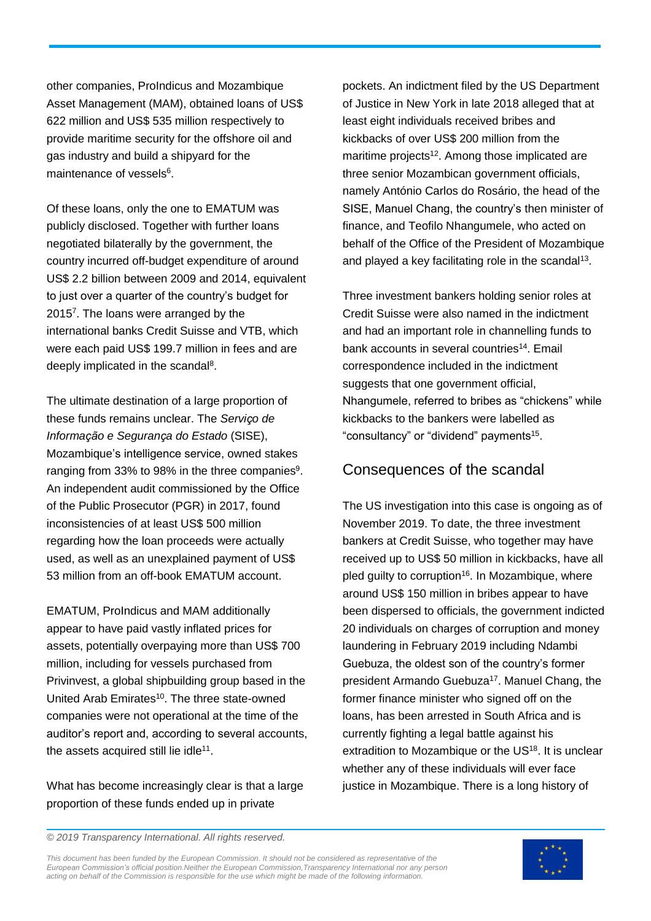other companies, ProIndicus and Mozambique Asset Management (MAM), obtained loans of US$ 622 million and US$ 535 million respectively to provide maritime security for the offshore oil and gas industry and build a shipyard for the maintenance of vessels[6].

Of these loans, only the one to EMATUM was publicly disclosed. Together with further loans negotiated bilaterally by the government, the country incurred off-budget expenditure of around US$ 2.2 billion between 2009 and 2014, equivalent to just over a quarter of the country's budget for 2015[7]. The loans were arranged by the international banks Credit Suisse and VTB, which were each paid US$ 199.7 million in fees and are deeply implicated in the scandal[8].

The ultimate destination of a large proportion of these funds remains unclear. The *Serviço de Informação e Segurança do Estado* (SISE), Mozambique's intelligence service, owned stakes ranging from 33% to 98% in the three companies[9]. An independent audit commissioned by the Office of the Public Prosecutor (PGR) in 2017, found inconsistencies of at least US$ 500 million regarding how the loan proceeds were actually used, as well as an unexplained payment of US$ 53 million from an off-book EMATUM account.

EMATUM, ProIndicus and MAM additionally appear to have paid vastly inflated prices for assets, potentially overpaying more than US$ 700 million, including for vessels purchased from Privinvest, a global shipbuilding group based in the United Arab Emirates[10]. The three state-owned companies were not operational at the time of the auditor's report and, according to several accounts, the assets acquired still lie idle[11].

What has become increasingly clear is that a large proportion of these funds ended up in private pockets. An indictment filed by the US Department of Justice in New York in late 2018 alleged that at least eight individuals received bribes and kickbacks of over US$ 200 million from the maritime projects[12]. Among those implicated are three senior Mozambican government officials, namely António Carlos do Rosário, the head of the SISE, Manuel Chang, the country's then minister of finance, and Teofilo Nhangumele, who acted on behalf of the Office of the President of Mozambique and played a key facilitating role in the scandal[13].

Three investment bankers holding senior roles at Credit Suisse were also named in the indictment and had an important role in channelling funds to bank accounts in several countries[14]. Email correspondence included in the indictment suggests that one government official, Nhangumele, referred to bribes as "chickens" while kickbacks to the bankers were labelled as "consultancy" or "dividend" payments[15].

## Consequences of the scandal

The US investigation into this case is ongoing as of November 2019. To date, the three investment bankers at Credit Suisse, who together may have received up to US$ 50 million in kickbacks, have all pled guilty to corruption[16]. In Mozambique, where around US$ 150 million in bribes appear to have been dispersed to officials, the government indicted 20 individuals on charges of corruption and money laundering in February 2019 including Ndambi Guebuza, the oldest son of the country's former president Armando Guebuza[17]. Manuel Chang, the former finance minister who signed off on the loans, has been arrested in South Africa and is currently fighting a legal battle against his extradition to Mozambique or the US[18]. It is unclear whether any of these individuals will ever face justice in Mozambique. There is a long history of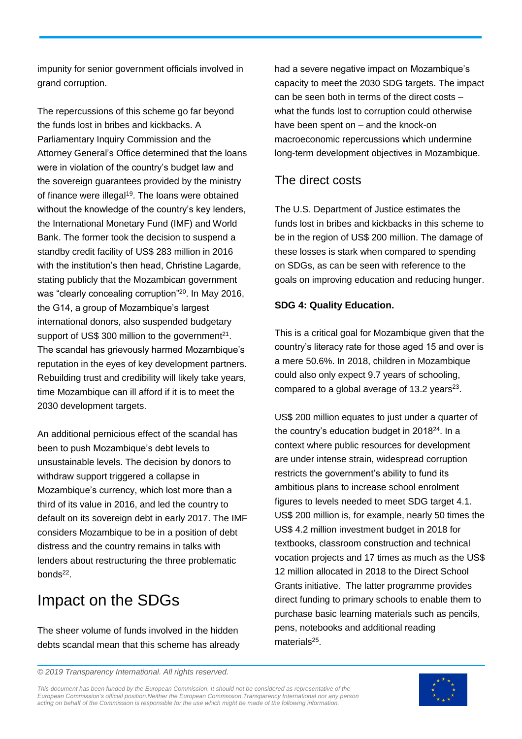impunity for senior government officials involved in grand corruption.

The repercussions of this scheme go far beyond the funds lost in bribes and kickbacks. A Parliamentary Inquiry Commission and the Attorney General's Office determined that the loans were in violation of the country's budget law and the sovereign guarantees provided by the ministry of finance were illegal[19]. The loans were obtained without the knowledge of the country's key lenders, the International Monetary Fund (IMF) and World Bank. The former took the decision to suspend a standby credit facility of US$ 283 million in 2016 with the institution's then head, Christine Lagarde, stating publicly that the Mozambican government was "clearly concealing corruption"[20]. In May 2016, the G14, a group of Mozambique's largest international donors, also suspended budgetary support of US$ 300 million to the government[21]. The scandal has grievously harmed Mozambique's reputation in the eyes of key development partners. Rebuilding trust and credibility will likely take years, time Mozambique can ill afford if it is to meet the 2030 development targets.

An additional pernicious effect of the scandal has been to push Mozambique's debt levels to unsustainable levels. The decision by donors to withdraw support triggered a collapse in Mozambique's currency, which lost more than a third of its value in 2016, and led the country to default on its sovereign debt in early 2017. The IMF considers Mozambique to be in a position of debt distress and the country remains in talks with lenders about restructuring the three problematic bonds[22].

# Impact on the SDGs

The sheer volume of funds involved in the hidden debts scandal mean that this scheme has already had a severe negative impact on Mozambique's capacity to meet the 2030 SDG targets. The impact can be seen both in terms of the direct costs – what the funds lost to corruption could otherwise have been spent on – and the knock-on macroeconomic repercussions which undermine long-term development objectives in Mozambique.

## The direct costs

The U.S. Department of Justice estimates the funds lost in bribes and kickbacks in this scheme to be in the region of US$ 200 million. The damage of these losses is stark when compared to spending on SDGs, as can be seen with reference to the goals on improving education and reducing hunger.

**SDG 4: Quality Education.**

This is a critical goal for Mozambique given that the country's literacy rate for those aged 15 and over is a mere 50.6%. In 2018, children in Mozambique could also only expect 9.7 years of schooling, compared to a global average of 13.2 years[23].

US$ 200 million equates to just under a quarter of the country's education budget in 2018[24]. In a context where public resources for development are under intense strain, widespread corruption restricts the government's ability to fund its ambitious plans to increase school enrolment figures to levels needed to meet SDG target 4.1. US$ 200 million is, for example, nearly 50 times the US$ 4.2 million investment budget in 2018 for textbooks, classroom construction and technical vocation projects and 17 times as much as the US$ 12 million allocated in 2018 to the Direct School Grants initiative. The latter programme provides direct funding to primary schools to enable them to purchase basic learning materials such as pencils, pens, notebooks and additional reading materials[25].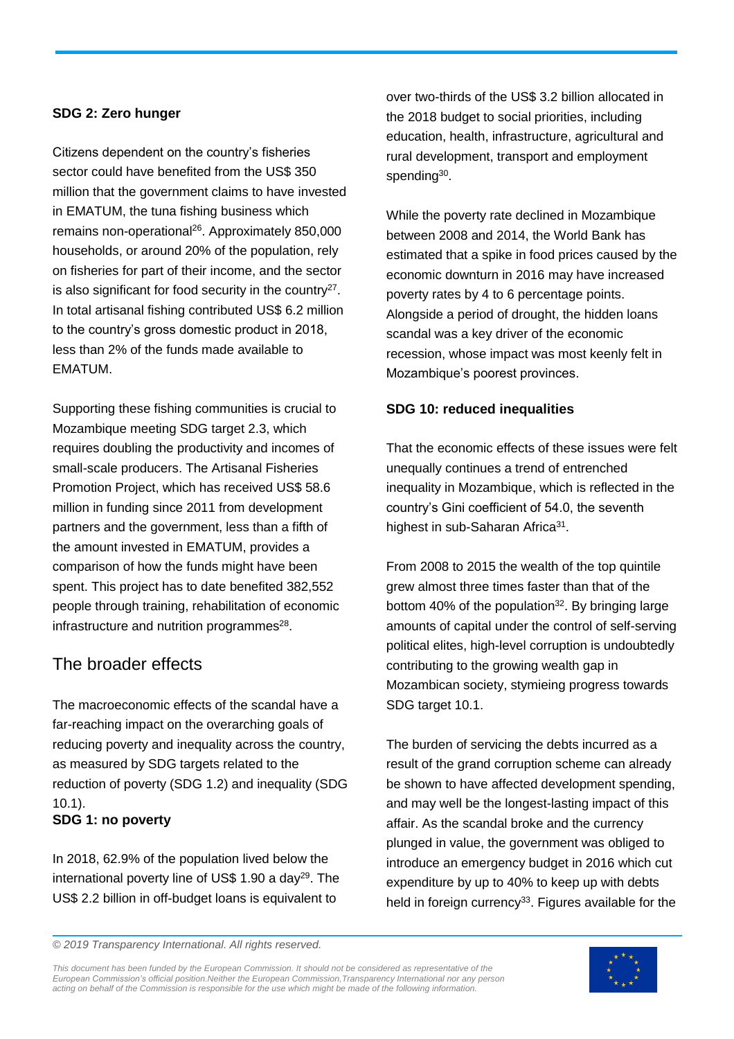### SDG 2: Zero hunger

Citizens dependent on the country's fisheries sector could have benefited from the US$ 350 million that the government claims to have invested in EMATUM, the tuna fishing business which remains non-operational[26]. Approximately 850,000 households, or around 20% of the population, rely on fisheries for part of their income, and the sector is also significant for food security in the country[27]. In total artisanal fishing contributed US$ 6.2 million to the country's gross domestic product in 2018, less than 2% of the funds made available to EMATUM.

Supporting these fishing communities is crucial to Mozambique meeting SDG target 2.3, which requires doubling the productivity and incomes of small-scale producers. The Artisanal Fisheries Promotion Project, which has received US$ 58.6 million in funding since 2011 from development partners and the government, less than a fifth of the amount invested in EMATUM, provides a comparison of how the funds might have been spent. This project has to date benefited 382,552 people through training, rehabilitation of economic infrastructure and nutrition programmes[28].

## The broader effects

The macroeconomic effects of the scandal have a far-reaching impact on the overarching goals of reducing poverty and inequality across the country, as measured by SDG targets related to the reduction of poverty (SDG 1.2) and inequality (SDG 10.1).

### SDG 1: no poverty

In 2018, 62.9% of the population lived below the international poverty line of US$ 1.90 a day[29]. The US$ 2.2 billion in off-budget loans is equivalent to over two-thirds of the US$ 3.2 billion allocated in the 2018 budget to social priorities, including education, health, infrastructure, agricultural and rural development, transport and employment spending[30].

While the poverty rate declined in Mozambique between 2008 and 2014, the World Bank has estimated that a spike in food prices caused by the economic downturn in 2016 may have increased poverty rates by 4 to 6 percentage points. Alongside a period of drought, the hidden loans scandal was a key driver of the economic recession, whose impact was most keenly felt in Mozambique's poorest provinces.

### SDG 10: reduced inequalities

That the economic effects of these issues were felt unequally continues a trend of entrenched inequality in Mozambique, which is reflected in the country's Gini coefficient of 54.0, the seventh highest in sub-Saharan Africa[31].

From 2008 to 2015 the wealth of the top quintile grew almost three times faster than that of the bottom 40% of the population[32]. By bringing large amounts of capital under the control of self-serving political elites, high-level corruption is undoubtedly contributing to the growing wealth gap in Mozambican society, stymieing progress towards SDG target 10.1.

The burden of servicing the debts incurred as a result of the grand corruption scheme can already be shown to have affected development spending, and may well be the longest-lasting impact of this affair. As the scandal broke and the currency plunged in value, the government was obliged to introduce an emergency budget in 2016 which cut expenditure by up to 40% to keep up with debts held in foreign currency[33]. Figures available for the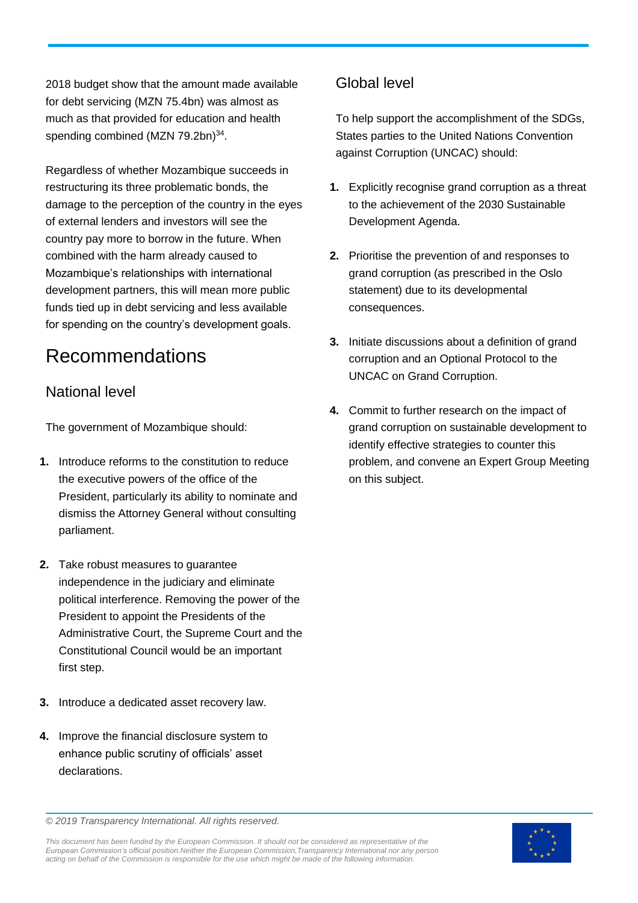2018 budget show that the amount made available for debt servicing (MZN 75.4bn) was almost as much as that provided for education and health spending combined (MZN 79.2bn)[34].

Regardless of whether Mozambique succeeds in restructuring its three problematic bonds, the damage to the perception of the country in the eyes of external lenders and investors will see the country pay more to borrow in the future. When combined with the harm already caused to Mozambique's relationships with international development partners, this will mean more public funds tied up in debt servicing and less available for spending on the country's development goals.

# Recommendations

## National level

The government of Mozambique should:

1. Introduce reforms to the constitution to reduce the executive powers of the office of the President, particularly its ability to nominate and dismiss the Attorney General without consulting parliament.

2. Take robust measures to guarantee independence in the judiciary and eliminate political interference. Removing the power of the President to appoint the Presidents of the Administrative Court, the Supreme Court and the Constitutional Council would be an important first step.

3. Introduce a dedicated asset recovery law.

4. Improve the financial disclosure system to enhance public scrutiny of officials' asset declarations.

## Global level

To help support the accomplishment of the SDGs, States parties to the United Nations Convention against Corruption (UNCAC) should:

1. Explicitly recognise grand corruption as a threat to the achievement of the 2030 Sustainable Development Agenda.

2. Prioritise the prevention of and responses to grand corruption (as prescribed in the Oslo statement) due to its developmental consequences.

3. Initiate discussions about a definition of grand corruption and an Optional Protocol to the UNCAC on Grand Corruption.

4. Commit to further research on the impact of grand corruption on sustainable development to identify effective strategies to counter this problem, and convene an Expert Group Meeting on this subject.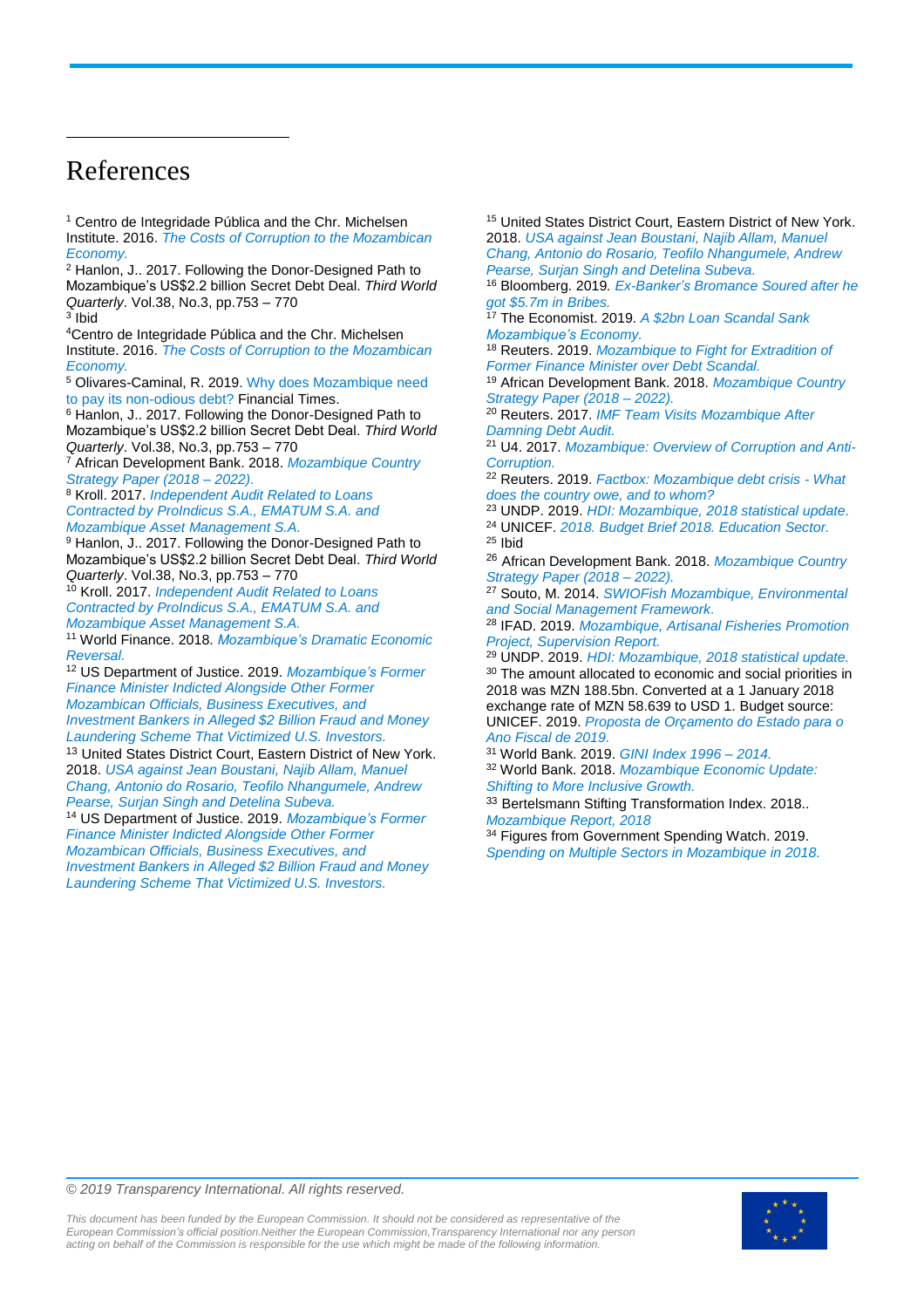# References

[1] Centro de Integridade Pública and the Chr. Michelsen Institute. 2016. *The Costs of Corruption to the Mozambican Economy.*

[2] Hanlon, J.. 2017. Following the Donor-Designed Path to Mozambique's US$2.2 billion Secret Debt Deal. *Third World Quarterly*. Vol.38, No.3, pp.753 – 770

[3] Ibid

[4] Centro de Integridade Pública and the Chr. Michelsen Institute. 2016. *The Costs of Corruption to the Mozambican Economy.*

[5] Olivares-Caminal, R. 2019. Why does Mozambique need to pay its non-odious debt? Financial Times.

[6] Hanlon, J.. 2017. Following the Donor-Designed Path to Mozambique's US$2.2 billion Secret Debt Deal. *Third World Quarterly*. Vol.38, No.3, pp.753 – 770

[7] African Development Bank. 2018. *Mozambique Country Strategy Paper (2018 – 2022).*

[8] Kroll. 2017. *Independent Audit Related to Loans Contracted by ProIndicus S.A., EMATUM S.A. and Mozambique Asset Management S.A.*

[9] Hanlon, J.. 2017. Following the Donor-Designed Path to Mozambique's US$2.2 billion Secret Debt Deal. *Third World Quarterly*. Vol.38, No.3, pp.753 – 770

[10] Kroll. 2017. *Independent Audit Related to Loans Contracted by ProIndicus S.A., EMATUM S.A. and Mozambique Asset Management S.A.*

[11] World Finance. 2018. *Mozambique's Dramatic Economic Reversal.*

[12] US Department of Justice. 2019. *Mozambique's Former Finance Minister Indicted Alongside Other Former Mozambican Officials, Business Executives, and Investment Bankers in Alleged $2 Billion Fraud and Money Laundering Scheme That Victimized U.S. Investors.*

[13] United States District Court, Eastern District of New York. 2018. *USA against Jean Boustani, Najib Allam, Manuel Chang, Antonio do Rosario, Teofilo Nhangumele, Andrew Pearse, Surjan Singh and Detelina Subeva.*

[14] US Department of Justice. 2019. *Mozambique's Former Finance Minister Indicted Alongside Other Former Mozambican Officials, Business Executives, and Investment Bankers in Alleged $2 Billion Fraud and Money Laundering Scheme That Victimized U.S. Investors.*

[15] United States District Court, Eastern District of New York. 2018. *USA against Jean Boustani, Najib Allam, Manuel Chang, Antonio do Rosario, Teofilo Nhangumele, Andrew Pearse, Surjan Singh and Detelina Subeva.*

[16] Bloomberg. 2019. *Ex-Banker's Bromance Soured after he got $5.7m in Bribes.*

[17] The Economist. 2019. *A $2bn Loan Scandal Sank Mozambique's Economy.*

[18] Reuters. 2019. *Mozambique to Fight for Extradition of Former Finance Minister over Debt Scandal.*

[19] African Development Bank. 2018. *Mozambique Country Strategy Paper (2018 – 2022).*

[20] Reuters. 2017. *IMF Team Visits Mozambique After Damning Debt Audit.*

[21] U4. 2017. *Mozambique: Overview of Corruption and Anti-Corruption.*

[22] Reuters. 2019. *Factbox: Mozambique debt crisis - What does the country owe, and to whom?*

[23] UNDP. 2019. *HDI: Mozambique, 2018 statistical update.*

[24] UNICEF. *2018. Budget Brief 2018. Education Sector.*

[25] Ibid

[26] African Development Bank. 2018. *Mozambique Country Strategy Paper (2018 – 2022).*

[27] Souto, M. 2014. *SWIOFish Mozambique, Environmental and Social Management Framework.*

[28] IFAD. 2019. *Mozambique, Artisanal Fisheries Promotion Project, Supervision Report.*

[29] UNDP. 2019. *HDI: Mozambique, 2018 statistical update.*

[30] The amount allocated to economic and social priorities in 2018 was MZN 188.5bn. Converted at a 1 January 2018 exchange rate of MZN 58.639 to USD 1. Budget source: UNICEF. 2019. *Proposta de Orçamento do Estado para o Ano Fiscal de 2019.*

[31] World Bank. 2019. *GINI Index 1996 – 2014.*

[32] World Bank. 2018. *Mozambique Economic Update: Shifting to More Inclusive Growth.*

[33] Bertelsmann Stifting Transformation Index. 2018.. *Mozambique Report, 2018*

[34] Figures from Government Spending Watch. 2019. *Spending on Multiple Sectors in Mozambique in 2018.*

*© 2019 Transparency International. All rights reserved.*

*This document has been funded by the European Commission. It should not be considered as representative of the European Commission's official position.Neither the European Commission,Transparency International nor any person acting on behalf of the Commission is responsible for the use which might be made of the following information.*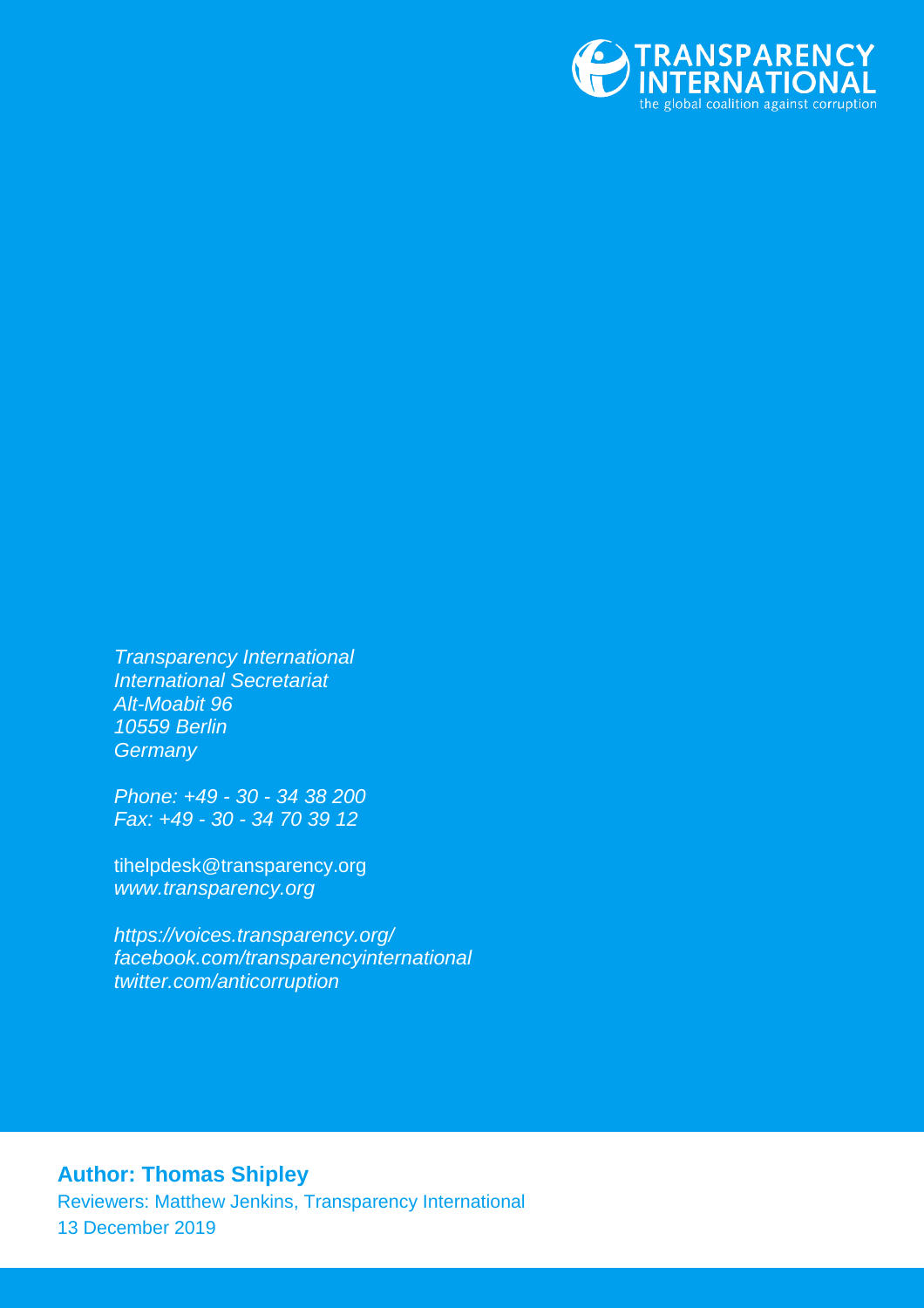TRANSPARENCY INTERNATIONAL
the global coalition against corruption

*Transparency International*
*International Secretariat*
*Alt-Moabit 96*
*10559 Berlin*
*Germany*

*Phone: +49 - 30 - 34 38 200*
*Fax: +49 - 30 - 34 70 39 12*

tihelpdesk@transparency.org
*www.transparency.org*

*https://voices.transparency.org/*
*facebook.com/transparencyinternational*
*twitter.com/anticorruption*

**Author: Thomas Shipley**

Reviewers: Matthew Jenkins, Transparency International

13 December 2019